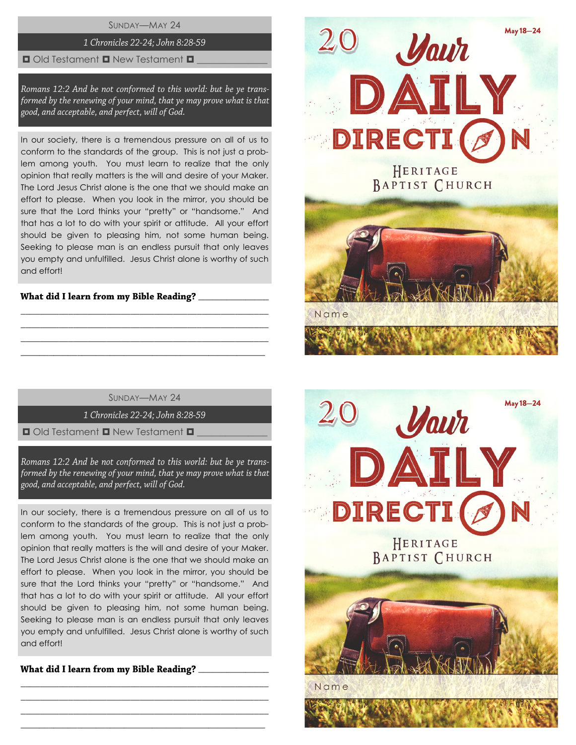## Sunday—May 24

*1 Chronicles 22-24; John 8:28-59*

◘ Old Testament ◘ New Testament ◘ _______________

*Romans 12:2 And be not conformed to this world: but be ye transformed by the renewing of your mind, that ye may prove what is that good, and acceptable, and perfect, will of God.*

In our society, there is a tremendous pressure on all of us to conform to the standards of the group. This is not just a problem among youth. You must learn to realize that the only opinion that really matters is the will and desire of your Maker. The Lord Jesus Christ alone is the one that we should make an effort to please. When you look in the mirror, you should be sure that the Lord thinks your "pretty" or "handsome." And that has a lot to do with your spirit or attitude. All your effort should be given to pleasing him, not some human being. Seeking to please man is an endless pursuit that only leaves you empty and unfulfilled. Jesus Christ alone is worthy of such and effort!

**What did I learn from my Bible Reading?** _______________

_______________________________________________

_______________________________________________

_______________________________________________

_______________________________________________

20 Your DAILY DIRECTION

May 18—24

Heritage Baptist Church

Name

## Sunday—May 24

*1 Chronicles 22-24; John 8:28-59*

◘ Old Testament ◘ New Testament ◘ _______________

*Romans 12:2 And be not conformed to this world: but be ye transformed by the renewing of your mind, that ye may prove what is that good, and acceptable, and perfect, will of God.*

In our society, there is a tremendous pressure on all of us to conform to the standards of the group. This is not just a problem among youth. You must learn to realize that the only opinion that really matters is the will and desire of your Maker. The Lord Jesus Christ alone is the one that we should make an effort to please. When you look in the mirror, you should be sure that the Lord thinks your "pretty" or "handsome." And that has a lot to do with your spirit or attitude. All your effort should be given to pleasing him, not some human being. Seeking to please man is an endless pursuit that only leaves you empty and unfulfilled. Jesus Christ alone is worthy of such and effort!

**What did I learn from my Bible Reading?** _______________

_______________________________________________

_______________________________________________

_______________________________________________

_______________________________________________

20 Your DAILY DIRECTION

May 18—24

Heritage Baptist Church

Name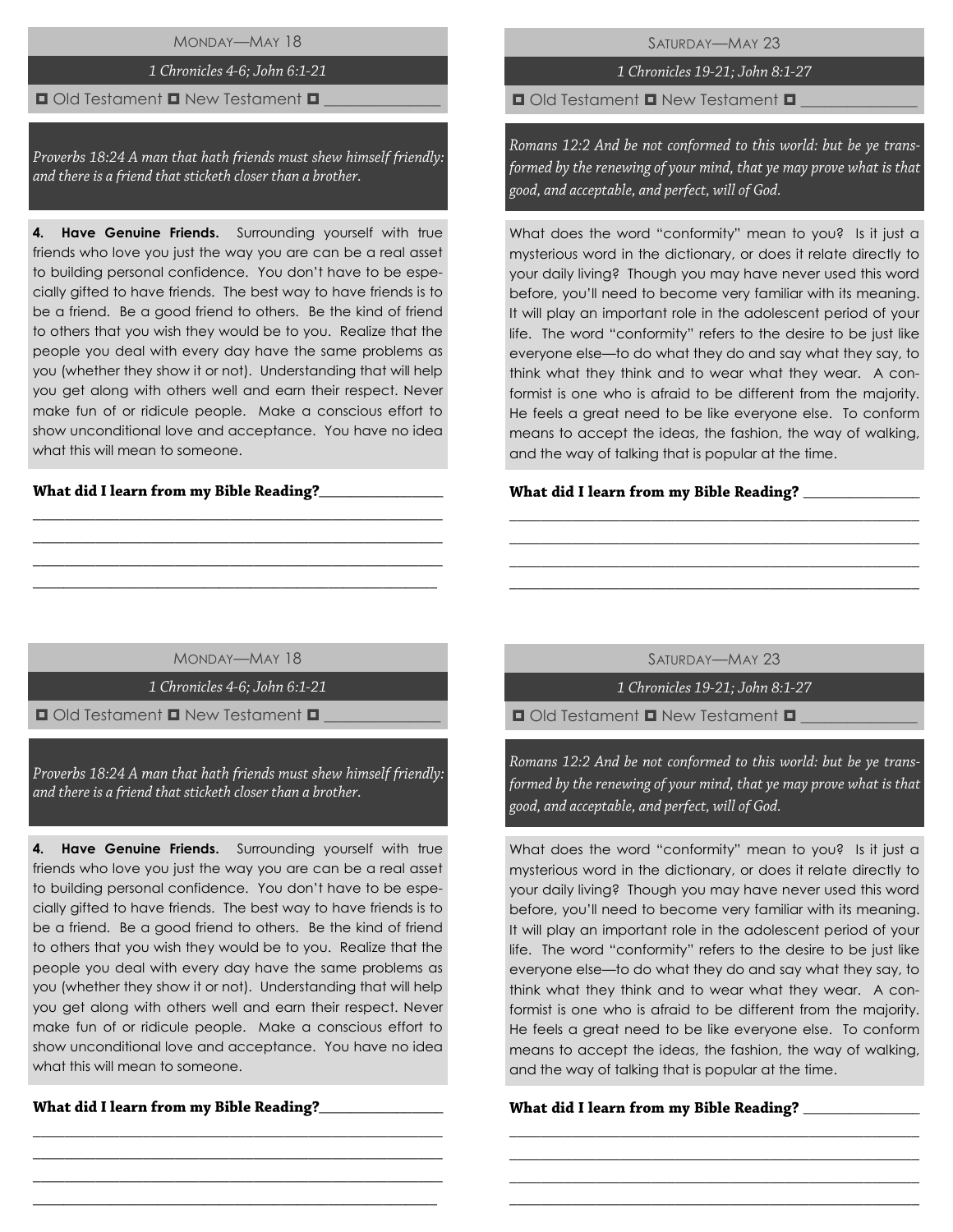## Monday—May 18

*1 Chronicles 4-6; John 6:1-21*

◘ Old Testament ◘ New Testament ◘ _______________

*Proverbs 18:24 A man that hath friends must shew himself friendly: and there is a friend that sticketh closer than a brother.*

**4. Have Genuine Friends.** Surrounding yourself with true friends who love you just the way you are can be a real asset to building personal confidence. You don't have to be especially gifted to have friends. The best way to have friends is to be a friend. Be a good friend to others. Be the kind of friend to others that you wish they would be to you. Realize that the people you deal with every day have the same problems as you (whether they show it or not). Understanding that will help you get along with others well and earn their respect. Never make fun of or ridicule people. Make a conscious effort to show unconditional love and acceptance. You have no idea what this will mean to someone.

**What did I learn from my Bible Reading?**_________________

_______________________________________________________

_______________________________________________________

_______________________________________________________

_______________________________________________________

## Saturday—May 23

*1 Chronicles 19-21; John 8:1-27*

◘ Old Testament ◘ New Testament ◘ _______________

*Romans 12:2 And be not conformed to this world: but be ye transformed by the renewing of your mind, that ye may prove what is that good, and acceptable, and perfect, will of God.*

What does the word "conformity" mean to you? Is it just a mysterious word in the dictionary, or does it relate directly to your daily living? Though you may have never used this word before, you'll need to become very familiar with its meaning. It will play an important role in the adolescent period of your life. The word "conformity" refers to the desire to be just like everyone else—to do what they do and say what they say, to think what they think and to wear what they wear. A conformist is one who is afraid to be different from the majority. He feels a great need to be like everyone else. To conform means to accept the ideas, the fashion, the way of walking, and the way of talking that is popular at the time.

**What did I learn from my Bible Reading?** _________________

_______________________________________________________

_______________________________________________________

_______________________________________________________

_______________________________________________________

## Monday—May 18

*1 Chronicles 4-6; John 6:1-21*

◘ Old Testament ◘ New Testament ◘ _______________

*Proverbs 18:24 A man that hath friends must shew himself friendly: and there is a friend that sticketh closer than a brother.*

**4. Have Genuine Friends.** Surrounding yourself with true friends who love you just the way you are can be a real asset to building personal confidence. You don't have to be especially gifted to have friends. The best way to have friends is to be a friend. Be a good friend to others. Be the kind of friend to others that you wish they would be to you. Realize that the people you deal with every day have the same problems as you (whether they show it or not). Understanding that will help you get along with others well and earn their respect. Never make fun of or ridicule people. Make a conscious effort to show unconditional love and acceptance. You have no idea what this will mean to someone.

**What did I learn from my Bible Reading?**_________________

_______________________________________________________

_______________________________________________________

_______________________________________________________

_______________________________________________________

## Saturday—May 23

*1 Chronicles 19-21; John 8:1-27*

◘ Old Testament ◘ New Testament ◘ _______________

*Romans 12:2 And be not conformed to this world: but be ye transformed by the renewing of your mind, that ye may prove what is that good, and acceptable, and perfect, will of God.*

What does the word "conformity" mean to you? Is it just a mysterious word in the dictionary, or does it relate directly to your daily living? Though you may have never used this word before, you'll need to become very familiar with its meaning. It will play an important role in the adolescent period of your life. The word "conformity" refers to the desire to be just like everyone else—to do what they do and say what they say, to think what they think and to wear what they wear. A conformist is one who is afraid to be different from the majority. He feels a great need to be like everyone else. To conform means to accept the ideas, the fashion, the way of walking, and the way of talking that is popular at the time.

**What did I learn from my Bible Reading?** _________________

_______________________________________________________

_______________________________________________________

_______________________________________________________

_______________________________________________________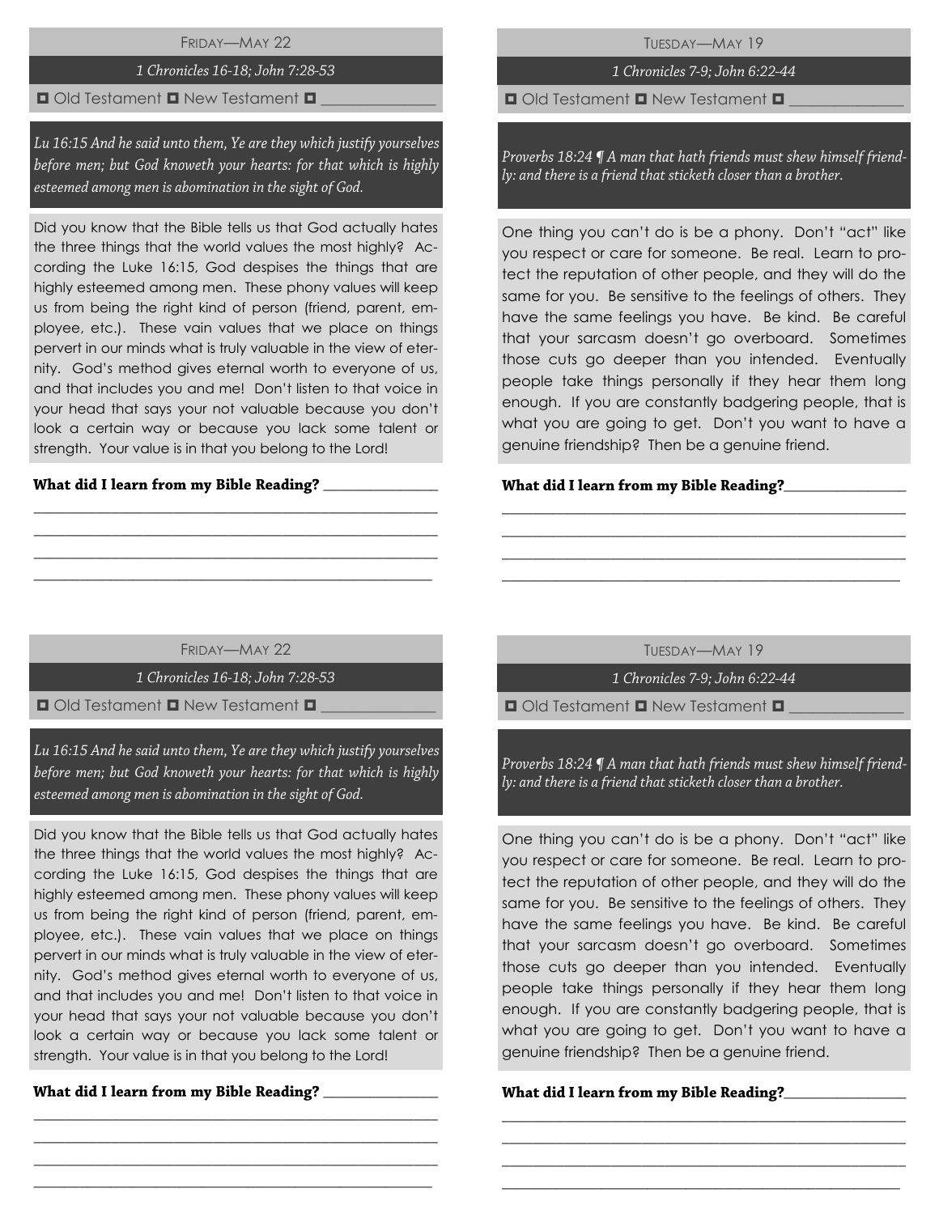## Friday—May 22

*1 Chronicles 16-18; John 7:28-53*

◘ Old Testament ◘ New Testament ◘ ______________

*Lu 16:15 And he said unto them, Ye are they which justify yourselves before men; but God knoweth your hearts: for that which is highly esteemed among men is abomination in the sight of God.*

Did you know that the Bible tells us that God actually hates the three things that the world values the most highly? According the Luke 16:15, God despises the things that are highly esteemed among men. These phony values will keep us from being the right kind of person (friend, parent, employee, etc.). These vain values that we place on things pervert in our minds what is truly valuable in the view of eternity. God's method gives eternal worth to everyone of us, and that includes you and me! Don't listen to that voice in your head that says your not valuable because you don't look a certain way or because you lack some talent or strength. Your value is in that you belong to the Lord!

**What did I learn from my Bible Reading?** ______________

________________________________________________

________________________________________________

________________________________________________

________________________________________________

## Tuesday—May 19

*1 Chronicles 7-9; John 6:22-44*

◘ Old Testament ◘ New Testament ◘ ______________

*Proverbs 18:24 ¶ A man that hath friends must shew himself friendly: and there is a friend that sticketh closer than a brother.*

One thing you can't do is be a phony. Don't "act" like you respect or care for someone. Be real. Learn to protect the reputation of other people, and they will do the same for you. Be sensitive to the feelings of others. They have the same feelings you have. Be kind. Be careful that your sarcasm doesn't go overboard. Sometimes those cuts go deeper than you intended. Eventually people take things personally if they hear them long enough. If you are constantly badgering people, that is what you are going to get. Don't you want to have a genuine friendship? Then be a genuine friend.

**What did I learn from my Bible Reading?** ______________

________________________________________________

________________________________________________

________________________________________________

________________________________________________

## Friday—May 22

*1 Chronicles 16-18; John 7:28-53*

◘ Old Testament ◘ New Testament ◘ ______________

*Lu 16:15 And he said unto them, Ye are they which justify yourselves before men; but God knoweth your hearts: for that which is highly esteemed among men is abomination in the sight of God.*

Did you know that the Bible tells us that God actually hates the three things that the world values the most highly? According the Luke 16:15, God despises the things that are highly esteemed among men. These phony values will keep us from being the right kind of person (friend, parent, employee, etc.). These vain values that we place on things pervert in our minds what is truly valuable in the view of eternity. God's method gives eternal worth to everyone of us, and that includes you and me! Don't listen to that voice in your head that says your not valuable because you don't look a certain way or because you lack some talent or strength. Your value is in that you belong to the Lord!

**What did I learn from my Bible Reading?** ______________

________________________________________________

________________________________________________

________________________________________________

________________________________________________

## Tuesday—May 19

*1 Chronicles 7-9; John 6:22-44*

◘ Old Testament ◘ New Testament ◘ ______________

*Proverbs 18:24 ¶ A man that hath friends must shew himself friendly: and there is a friend that sticketh closer than a brother.*

One thing you can't do is be a phony. Don't "act" like you respect or care for someone. Be real. Learn to protect the reputation of other people, and they will do the same for you. Be sensitive to the feelings of others. They have the same feelings you have. Be kind. Be careful that your sarcasm doesn't go overboard. Sometimes those cuts go deeper than you intended. Eventually people take things personally if they hear them long enough. If you are constantly badgering people, that is what you are going to get. Don't you want to have a genuine friendship? Then be a genuine friend.

**What did I learn from my Bible Reading?** ______________

________________________________________________

________________________________________________

________________________________________________

________________________________________________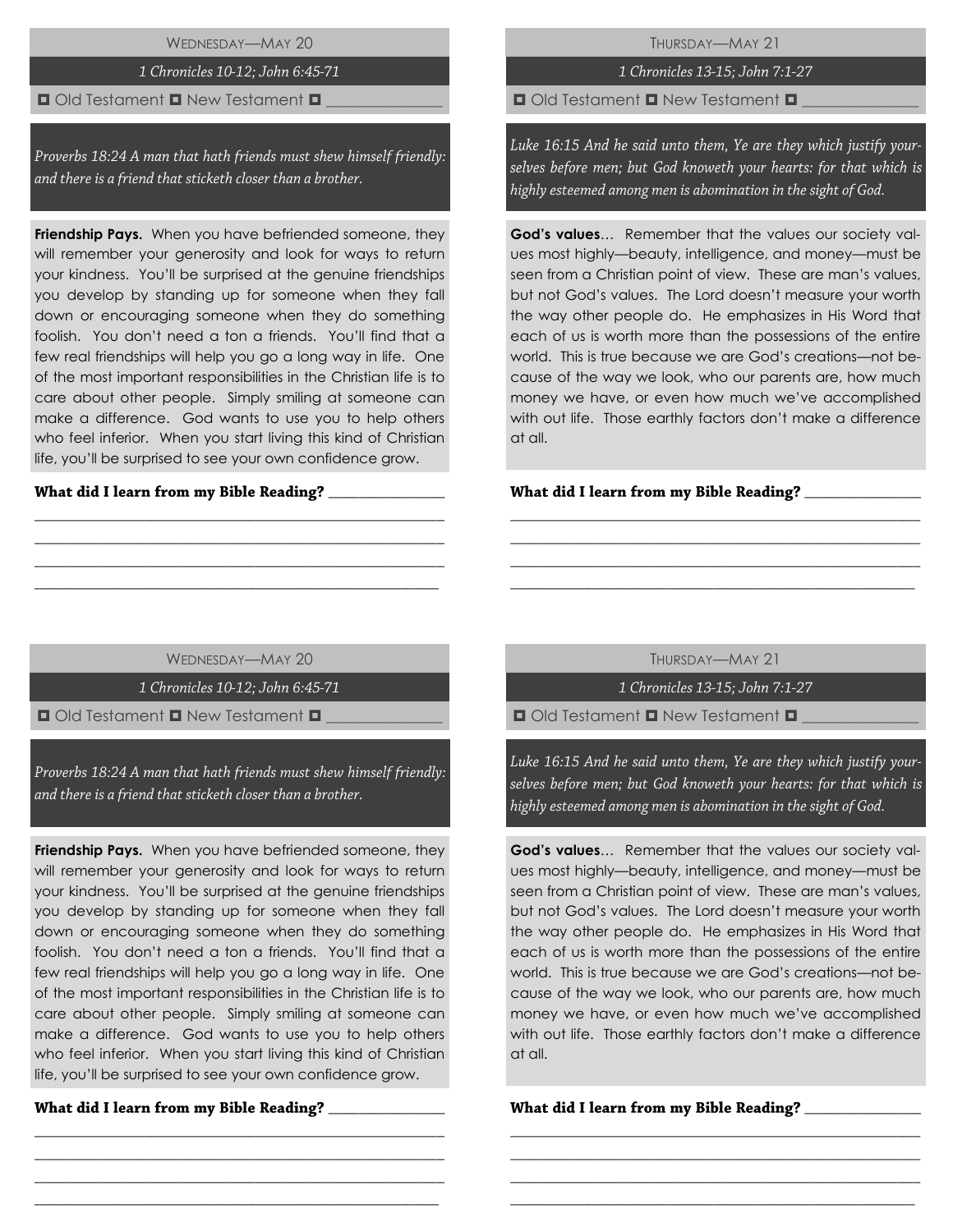## Wednesday—May 20

*1 Chronicles 10-12; John 6:45-71*

◘ Old Testament ◘ New Testament ◘ _______________

*Proverbs 18:24 A man that hath friends must shew himself friendly: and there is a friend that sticketh closer than a brother.*

**Friendship Pays.** When you have befriended someone, they will remember your generosity and look for ways to return your kindness. You'll be surprised at the genuine friendships you develop by standing up for someone when they fall down or encouraging someone when they do something foolish. You don't need a ton a friends. You'll find that a few real friendships will help you go a long way in life. One of the most important responsibilities in the Christian life is to care about other people. Simply smiling at someone can make a difference. God wants to use you to help others who feel inferior. When you start living this kind of Christian life, you'll be surprised to see your own confidence grow.

**What did I learn from my Bible Reading?** _______________

_______________________________________________________

_______________________________________________________

_______________________________________________________

_______________________________________________________

## Thursday—May 21

*1 Chronicles 13-15; John 7:1-27*

◘ Old Testament ◘ New Testament ◘ _______________

*Luke 16:15 And he said unto them, Ye are they which justify yourselves before men; but God knoweth your hearts: for that which is highly esteemed among men is abomination in the sight of God.*

**God's values**… Remember that the values our society values most highly—beauty, intelligence, and money—must be seen from a Christian point of view. These are man's values, but not God's values. The Lord doesn't measure your worth the way other people do. He emphasizes in His Word that each of us is worth more than the possessions of the entire world. This is true because we are God's creations—not because of the way we look, who our parents are, how much money we have, or even how much we've accomplished with out life. Those earthly factors don't make a difference at all.

**What did I learn from my Bible Reading?** _______________

_______________________________________________________

_______________________________________________________

_______________________________________________________

_______________________________________________________

## Wednesday—May 20

*1 Chronicles 10-12; John 6:45-71*

◘ Old Testament ◘ New Testament ◘ _______________

*Proverbs 18:24 A man that hath friends must shew himself friendly: and there is a friend that sticketh closer than a brother.*

**Friendship Pays.** When you have befriended someone, they will remember your generosity and look for ways to return your kindness. You'll be surprised at the genuine friendships you develop by standing up for someone when they fall down or encouraging someone when they do something foolish. You don't need a ton a friends. You'll find that a few real friendships will help you go a long way in life. One of the most important responsibilities in the Christian life is to care about other people. Simply smiling at someone can make a difference. God wants to use you to help others who feel inferior. When you start living this kind of Christian life, you'll be surprised to see your own confidence grow.

**What did I learn from my Bible Reading?** _______________

_______________________________________________________

_______________________________________________________

_______________________________________________________

_______________________________________________________

## Thursday—May 21

*1 Chronicles 13-15; John 7:1-27*

◘ Old Testament ◘ New Testament ◘ _______________

*Luke 16:15 And he said unto them, Ye are they which justify yourselves before men; but God knoweth your hearts: for that which is highly esteemed among men is abomination in the sight of God.*

**God's values**… Remember that the values our society values most highly—beauty, intelligence, and money—must be seen from a Christian point of view. These are man's values, but not God's values. The Lord doesn't measure your worth the way other people do. He emphasizes in His Word that each of us is worth more than the possessions of the entire world. This is true because we are God's creations—not because of the way we look, who our parents are, how much money we have, or even how much we've accomplished with out life. Those earthly factors don't make a difference at all.

**What did I learn from my Bible Reading?** _______________

_______________________________________________________

_______________________________________________________

_______________________________________________________

_______________________________________________________